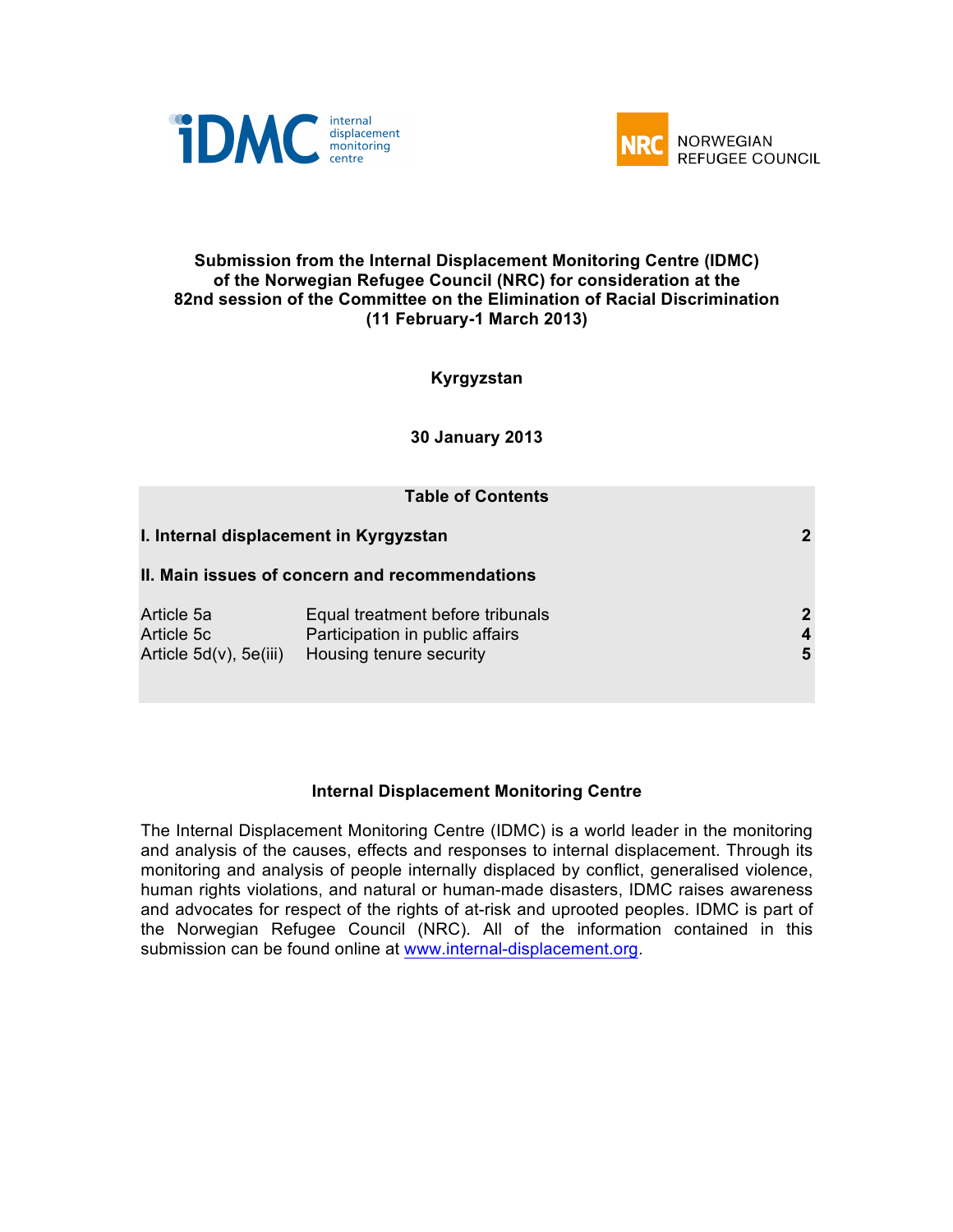**Submission from the Internal Displacement Monitoring Centre (IDMC) of the Norwegian Refugee Council (NRC) for consideration at the 82nd session of the Committee on the Elimination of Racial Discrimination (11 February-1 March 2013)**

**Kyrgyzstan**

**30 January 2013**

**Table of Contents**

| | | |
|---|---|---|
| **I. Internal displacement in Kyrgyzstan** | | **2** |
| **II. Main issues of concern and recommendations** | | |
| Article 5a | Equal treatment before tribunals | **2** |
| Article 5c | Participation in public affairs | **4** |
| Article 5d(v), 5e(iii) | Housing tenure security | **5** |

## Internal Displacement Monitoring Centre

The Internal Displacement Monitoring Centre (IDMC) is a world leader in the monitoring and analysis of the causes, effects and responses to internal displacement. Through its monitoring and analysis of people internally displaced by conflict, generalised violence, human rights violations, and natural or human-made disasters, IDMC raises awareness and advocates for respect of the rights of at-risk and uprooted peoples. IDMC is part of the Norwegian Refugee Council (NRC). All of the information contained in this submission can be found online at www.internal-displacement.org.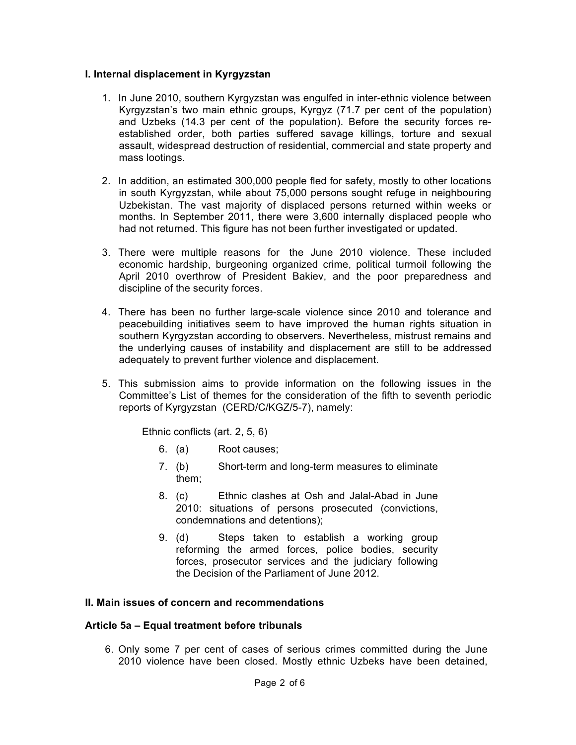## I. Internal displacement in Kyrgyzstan

1. In June 2010, southern Kyrgyzstan was engulfed in inter-ethnic violence between Kyrgyzstan's two main ethnic groups, Kyrgyz (71.7 per cent of the population) and Uzbeks (14.3 per cent of the population). Before the security forces re-established order, both parties suffered savage killings, torture and sexual assault, widespread destruction of residential, commercial and state property and mass lootings.

2. In addition, an estimated 300,000 people fled for safety, mostly to other locations in south Kyrgyzstan, while about 75,000 persons sought refuge in neighbouring Uzbekistan. The vast majority of displaced persons returned within weeks or months. In September 2011, there were 3,600 internally displaced people who had not returned. This figure has not been further investigated or updated.

3. There were multiple reasons for the June 2010 violence. These included economic hardship, burgeoning organized crime, political turmoil following the April 2010 overthrow of President Bakiev, and the poor preparedness and discipline of the security forces.

4. There has been no further large-scale violence since 2010 and tolerance and peacebuilding initiatives seem to have improved the human rights situation in southern Kyrgyzstan according to observers. Nevertheless, mistrust remains and the underlying causes of instability and displacement are still to be addressed adequately to prevent further violence and displacement.

5. This submission aims to provide information on the following issues in the Committee's List of themes for the consideration of the fifth to seventh periodic reports of Kyrgyzstan (CERD/C/KGZ/5-7), namely:

   Ethnic conflicts (art. 2, 5, 6)

   6. (a) Root causes;
   7. (b) Short-term and long-term measures to eliminate them;
   8. (c) Ethnic clashes at Osh and Jalal-Abad in June 2010: situations of persons prosecuted (convictions, condemnations and detentions);
   9. (d) Steps taken to establish a working group reforming the armed forces, police bodies, security forces, prosecutor services and the judiciary following the Decision of the Parliament of June 2012.

## II. Main issues of concern and recommendations

### Article 5a – Equal treatment before tribunals

6. Only some 7 per cent of cases of serious crimes committed during the June 2010 violence have been closed. Mostly ethnic Uzbeks have been detained,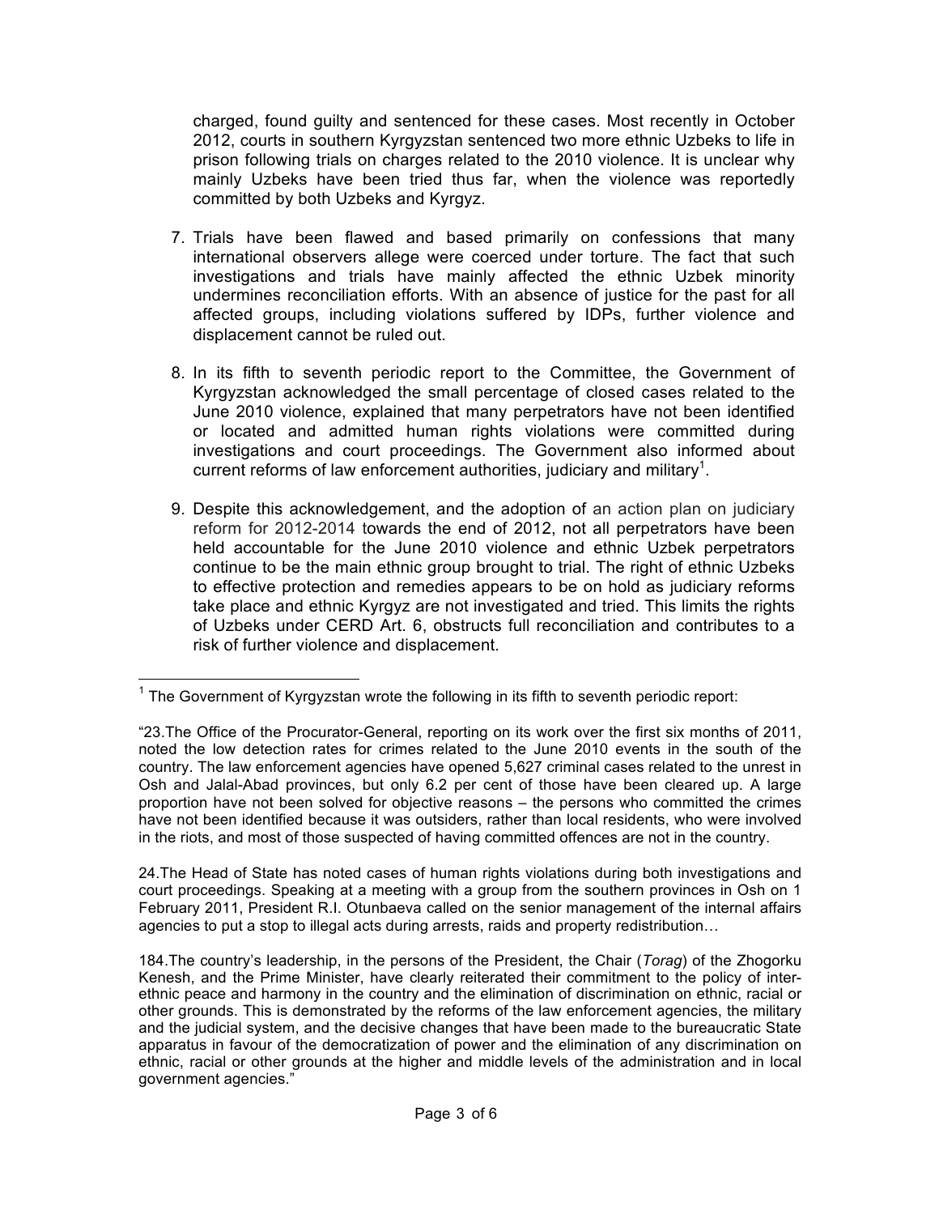charged, found guilty and sentenced for these cases. Most recently in October 2012, courts in southern Kyrgyzstan sentenced two more ethnic Uzbeks to life in prison following trials on charges related to the 2010 violence. It is unclear why mainly Uzbeks have been tried thus far, when the violence was reportedly committed by both Uzbeks and Kyrgyz.

7. Trials have been flawed and based primarily on confessions that many international observers allege were coerced under torture. The fact that such investigations and trials have mainly affected the ethnic Uzbek minority undermines reconciliation efforts. With an absence of justice for the past for all affected groups, including violations suffered by IDPs, further violence and displacement cannot be ruled out.

8. In its fifth to seventh periodic report to the Committee, the Government of Kyrgyzstan acknowledged the small percentage of closed cases related to the June 2010 violence, explained that many perpetrators have not been identified or located and admitted human rights violations were committed during investigations and court proceedings. The Government also informed about current reforms of law enforcement authorities, judiciary and military[1].

9. Despite this acknowledgement, and the adoption of an action plan on judiciary reform for 2012-2014 towards the end of 2012, not all perpetrators have been held accountable for the June 2010 violence and ethnic Uzbek perpetrators continue to be the main ethnic group brought to trial. The right of ethnic Uzbeks to effective protection and remedies appears to be on hold as judiciary reforms take place and ethnic Kyrgyz are not investigated and tried. This limits the rights of Uzbeks under CERD Art. 6, obstructs full reconciliation and contributes to a risk of further violence and displacement.

---

[1] The Government of Kyrgyzstan wrote the following in its fifth to seventh periodic report:

"23.The Office of the Procurator-General, reporting on its work over the first six months of 2011, noted the low detection rates for crimes related to the June 2010 events in the south of the country. The law enforcement agencies have opened 5,627 criminal cases related to the unrest in Osh and Jalal-Abad provinces, but only 6.2 per cent of those have been cleared up. A large proportion have not been solved for objective reasons – the persons who committed the crimes have not been identified because it was outsiders, rather than local residents, who were involved in the riots, and most of those suspected of having committed offences are not in the country.

24.The Head of State has noted cases of human rights violations during both investigations and court proceedings. Speaking at a meeting with a group from the southern provinces in Osh on 1 February 2011, President R.I. Otunbaeva called on the senior management of the internal affairs agencies to put a stop to illegal acts during arrests, raids and property redistribution…

184.The country's leadership, in the persons of the President, the Chair (*Torag*) of the Zhogorku Kenesh, and the Prime Minister, have clearly reiterated their commitment to the policy of inter-ethnic peace and harmony in the country and the elimination of discrimination on ethnic, racial or other grounds. This is demonstrated by the reforms of the law enforcement agencies, the military and the judicial system, and the decisive changes that have been made to the bureaucratic State apparatus in favour of the democratization of power and the elimination of any discrimination on ethnic, racial or other grounds at the higher and middle levels of the administration and in local government agencies."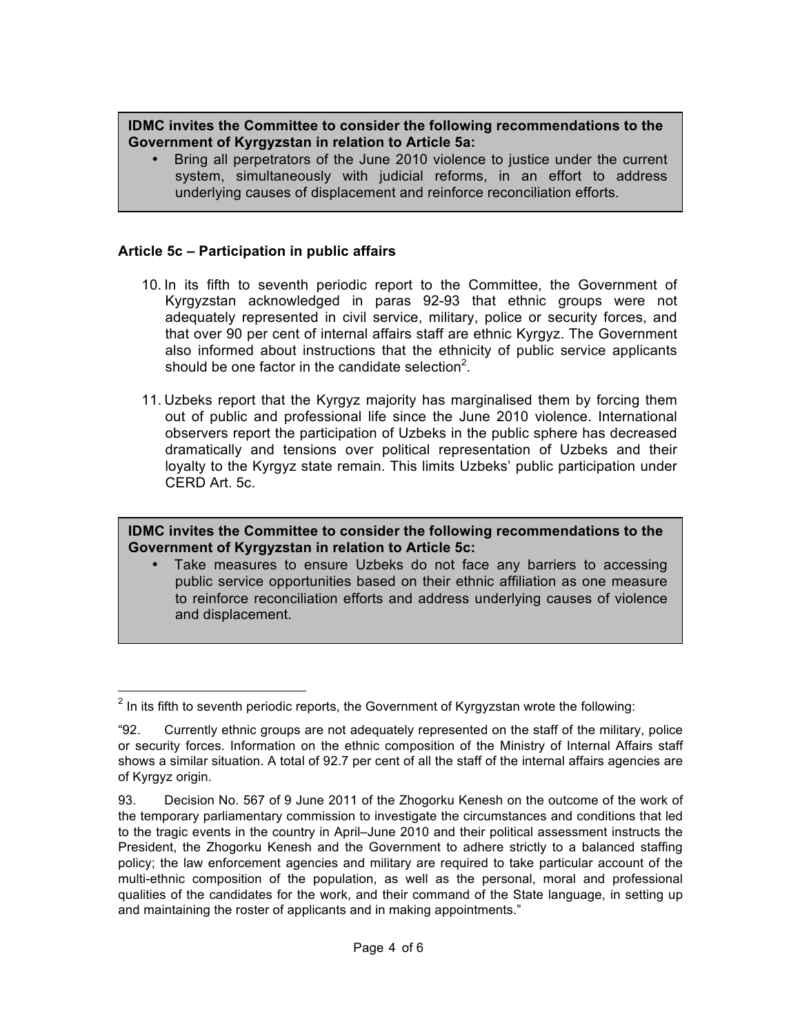**IDMC invites the Committee to consider the following recommendations to the Government of Kyrgyzstan in relation to Article 5a:**

- Bring all perpetrators of the June 2010 violence to justice under the current system, simultaneously with judicial reforms, in an effort to address underlying causes of displacement and reinforce reconciliation efforts.

**Article 5c – Participation in public affairs**

10. In its fifth to seventh periodic report to the Committee, the Government of Kyrgyzstan acknowledged in paras 92-93 that ethnic groups were not adequately represented in civil service, military, police or security forces, and that over 90 per cent of internal affairs staff are ethnic Kyrgyz. The Government also informed about instructions that the ethnicity of public service applicants should be one factor in the candidate selection[2].

11. Uzbeks report that the Kyrgyz majority has marginalised them by forcing them out of public and professional life since the June 2010 violence. International observers report the participation of Uzbeks in the public sphere has decreased dramatically and tensions over political representation of Uzbeks and their loyalty to the Kyrgyz state remain. This limits Uzbeks' public participation under CERD Art. 5c.

**IDMC invites the Committee to consider the following recommendations to the Government of Kyrgyzstan in relation to Article 5c:**

- Take measures to ensure Uzbeks do not face any barriers to accessing public service opportunities based on their ethnic affiliation as one measure to reinforce reconciliation efforts and address underlying causes of violence and displacement.

---

[2] In its fifth to seventh periodic reports, the Government of Kyrgyzstan wrote the following:

"92. Currently ethnic groups are not adequately represented on the staff of the military, police or security forces. Information on the ethnic composition of the Ministry of Internal Affairs staff shows a similar situation. A total of 92.7 per cent of all the staff of the internal affairs agencies are of Kyrgyz origin.

93. Decision No. 567 of 9 June 2011 of the Zhogorku Kenesh on the outcome of the work of the temporary parliamentary commission to investigate the circumstances and conditions that led to the tragic events in the country in April–June 2010 and their political assessment instructs the President, the Zhogorku Kenesh and the Government to adhere strictly to a balanced staffing policy; the law enforcement agencies and military are required to take particular account of the multi-ethnic composition of the population, as well as the personal, moral and professional qualities of the candidates for the work, and their command of the State language, in setting up and maintaining the roster of applicants and in making appointments."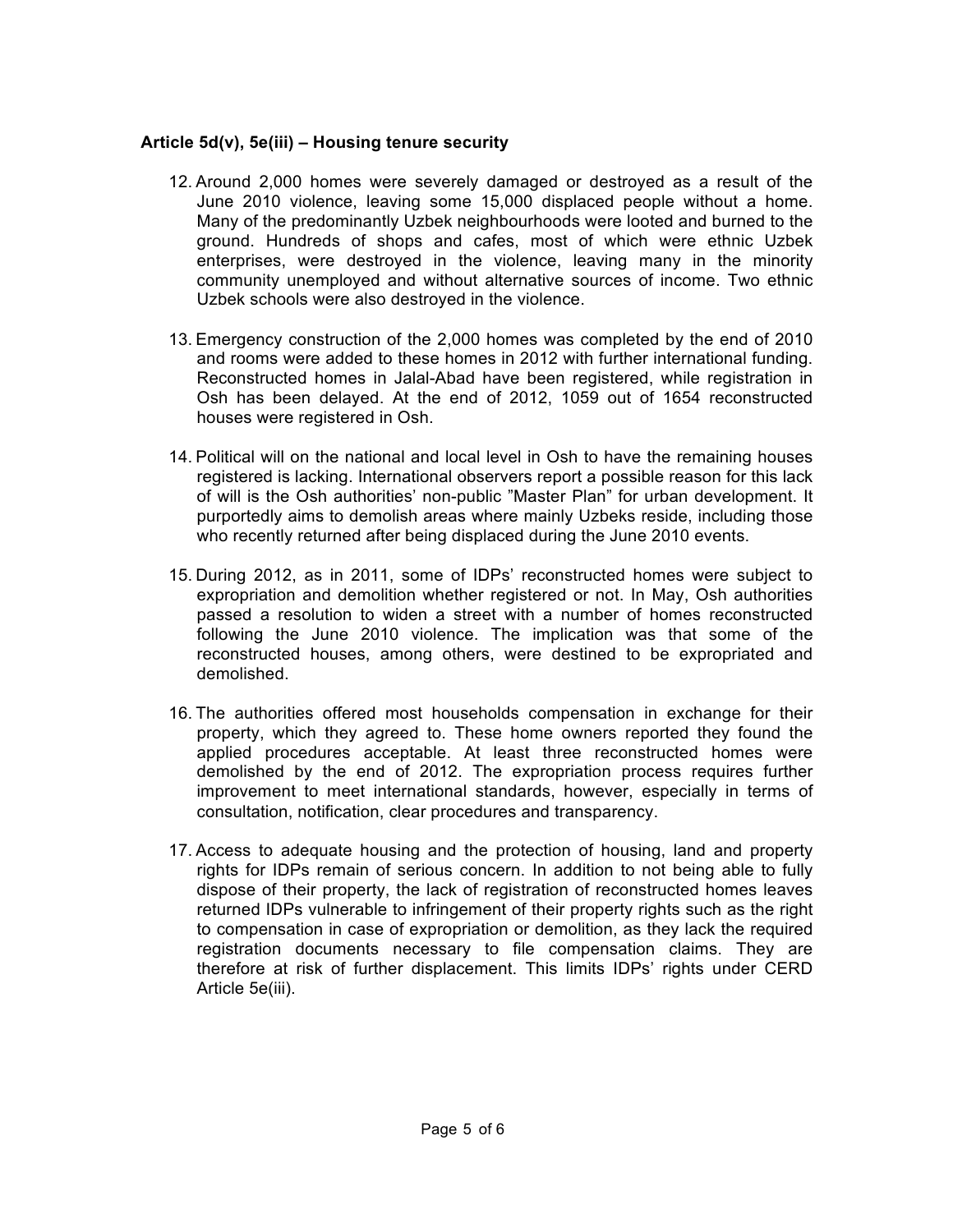**Article 5d(v), 5e(iii) – Housing tenure security**

12. Around 2,000 homes were severely damaged or destroyed as a result of the June 2010 violence, leaving some 15,000 displaced people without a home. Many of the predominantly Uzbek neighbourhoods were looted and burned to the ground. Hundreds of shops and cafes, most of which were ethnic Uzbek enterprises, were destroyed in the violence, leaving many in the minority community unemployed and without alternative sources of income. Two ethnic Uzbek schools were also destroyed in the violence.

13. Emergency construction of the 2,000 homes was completed by the end of 2010 and rooms were added to these homes in 2012 with further international funding. Reconstructed homes in Jalal-Abad have been registered, while registration in Osh has been delayed. At the end of 2012, 1059 out of 1654 reconstructed houses were registered in Osh.

14. Political will on the national and local level in Osh to have the remaining houses registered is lacking. International observers report a possible reason for this lack of will is the Osh authorities' non-public "Master Plan" for urban development. It purportedly aims to demolish areas where mainly Uzbeks reside, including those who recently returned after being displaced during the June 2010 events.

15. During 2012, as in 2011, some of IDPs' reconstructed homes were subject to expropriation and demolition whether registered or not. In May, Osh authorities passed a resolution to widen a street with a number of homes reconstructed following the June 2010 violence. The implication was that some of the reconstructed houses, among others, were destined to be expropriated and demolished.

16. The authorities offered most households compensation in exchange for their property, which they agreed to. These home owners reported they found the applied procedures acceptable. At least three reconstructed homes were demolished by the end of 2012. The expropriation process requires further improvement to meet international standards, however, especially in terms of consultation, notification, clear procedures and transparency.

17. Access to adequate housing and the protection of housing, land and property rights for IDPs remain of serious concern. In addition to not being able to fully dispose of their property, the lack of registration of reconstructed homes leaves returned IDPs vulnerable to infringement of their property rights such as the right to compensation in case of expropriation or demolition, as they lack the required registration documents necessary to file compensation claims. They are therefore at risk of further displacement. This limits IDPs' rights under CERD Article 5e(iii).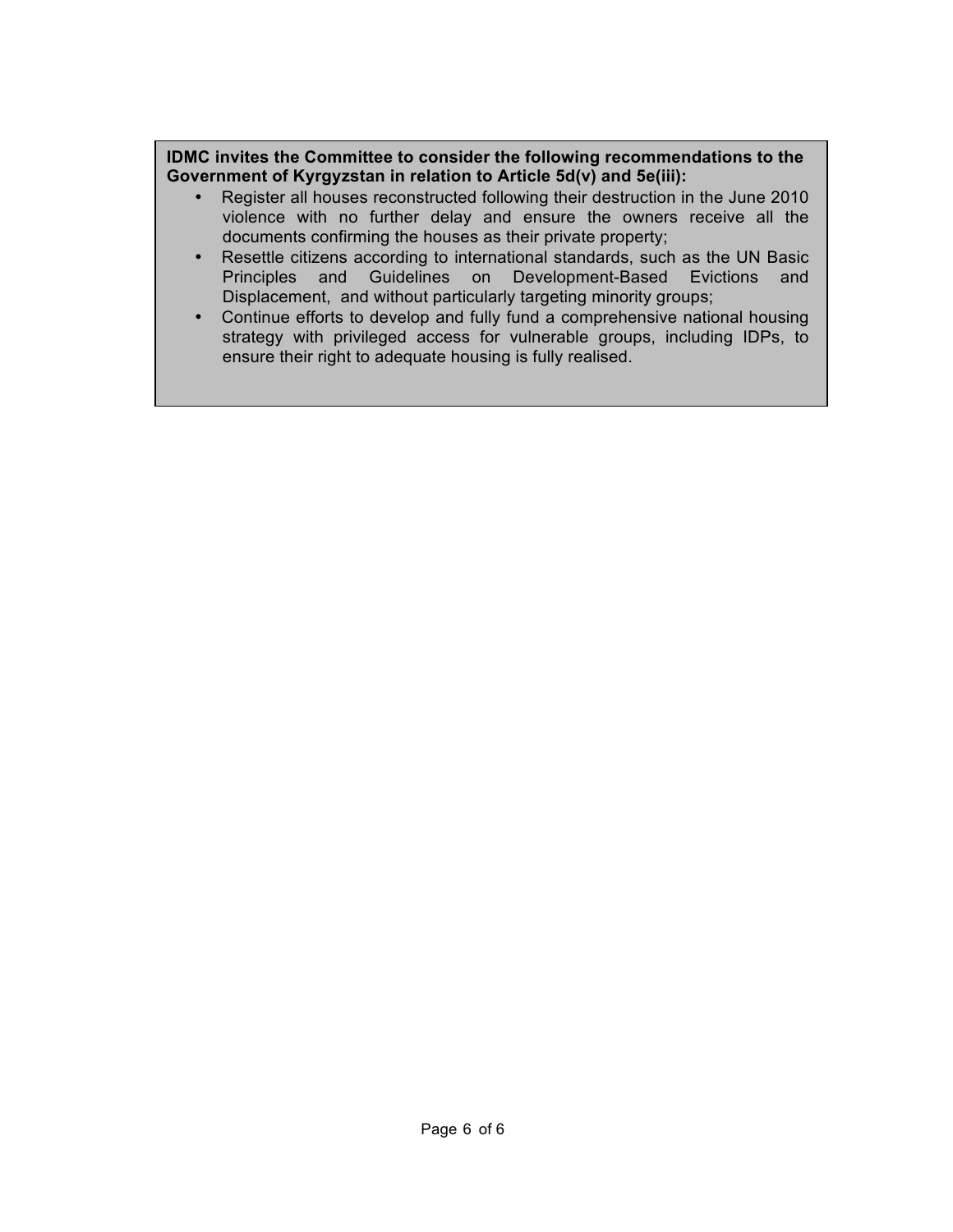**IDMC invites the Committee to consider the following recommendations to the Government of Kyrgyzstan in relation to Article 5d(v) and 5e(iii):**

- Register all houses reconstructed following their destruction in the June 2010 violence with no further delay and ensure the owners receive all the documents confirming the houses as their private property;
- Resettle citizens according to international standards, such as the UN Basic Principles and Guidelines on Development-Based Evictions and Displacement, and without particularly targeting minority groups;
- Continue efforts to develop and fully fund a comprehensive national housing strategy with privileged access for vulnerable groups, including IDPs, to ensure their right to adequate housing is fully realised.